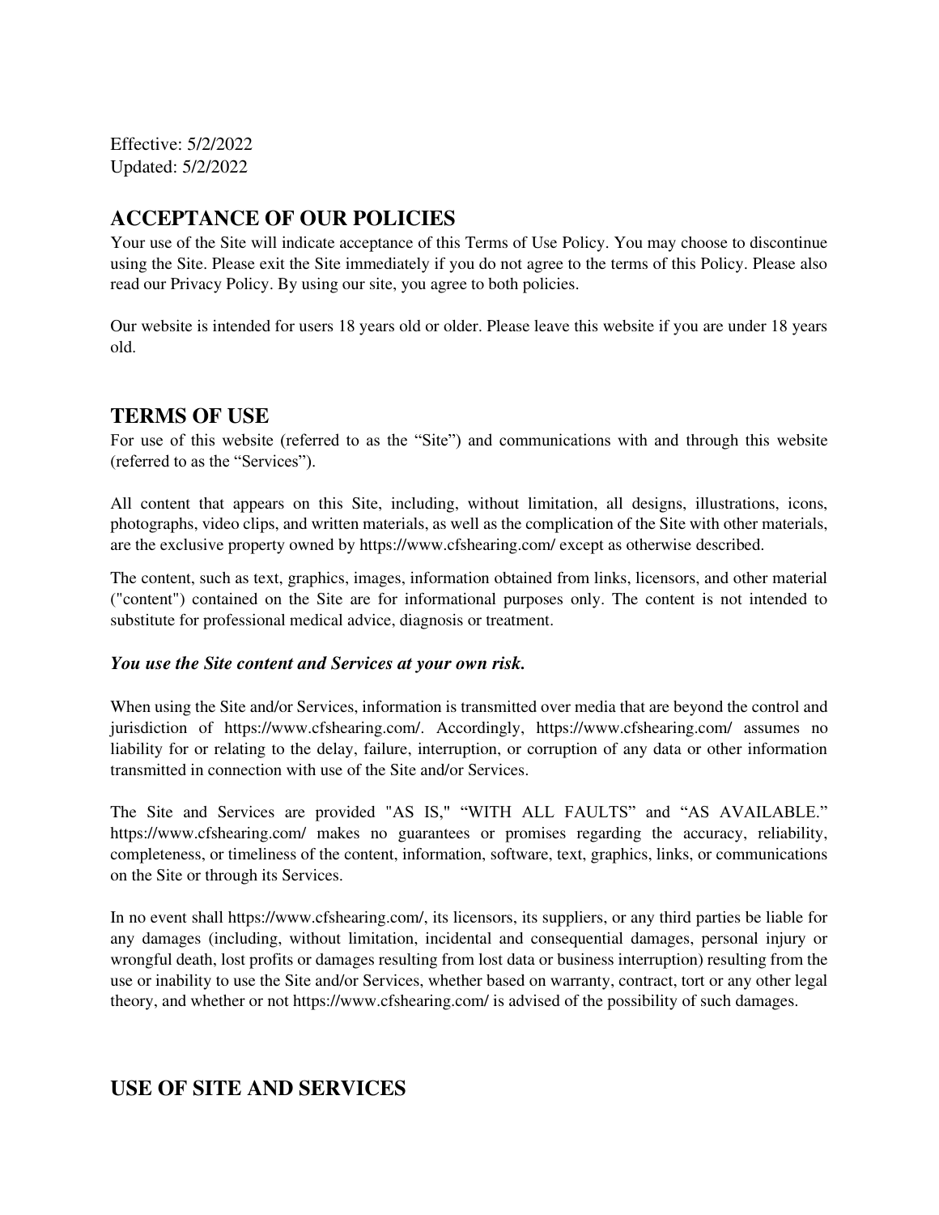Effective: 5/2/2022
Updated: 5/2/2022

## ACCEPTANCE OF OUR POLICIES

Your use of the Site will indicate acceptance of this Terms of Use Policy. You may choose to discontinue using the Site. Please exit the Site immediately if you do not agree to the terms of this Policy. Please also read our Privacy Policy. By using our site, you agree to both policies.

Our website is intended for users 18 years old or older. Please leave this website if you are under 18 years old.

## TERMS OF USE

For use of this website (referred to as the "Site") and communications with and through this website (referred to as the "Services").

All content that appears on this Site, including, without limitation, all designs, illustrations, icons, photographs, video clips, and written materials, as well as the complication of the Site with other materials, are the exclusive property owned by https://www.cfshearing.com/ except as otherwise described.

The content, such as text, graphics, images, information obtained from links, licensors, and other material ("content") contained on the Site are for informational purposes only. The content is not intended to substitute for professional medical advice, diagnosis or treatment.

***You use the Site content and Services at your own risk.***

When using the Site and/or Services, information is transmitted over media that are beyond the control and jurisdiction of https://www.cfshearing.com/. Accordingly, https://www.cfshearing.com/ assumes no liability for or relating to the delay, failure, interruption, or corruption of any data or other information transmitted in connection with use of the Site and/or Services.

The Site and Services are provided "AS IS," "WITH ALL FAULTS" and "AS AVAILABLE." https://www.cfshearing.com/ makes no guarantees or promises regarding the accuracy, reliability, completeness, or timeliness of the content, information, software, text, graphics, links, or communications on the Site or through its Services.

In no event shall https://www.cfshearing.com/, its licensors, its suppliers, or any third parties be liable for any damages (including, without limitation, incidental and consequential damages, personal injury or wrongful death, lost profits or damages resulting from lost data or business interruption) resulting from the use or inability to use the Site and/or Services, whether based on warranty, contract, tort or any other legal theory, and whether or not https://www.cfshearing.com/ is advised of the possibility of such damages.

## USE OF SITE AND SERVICES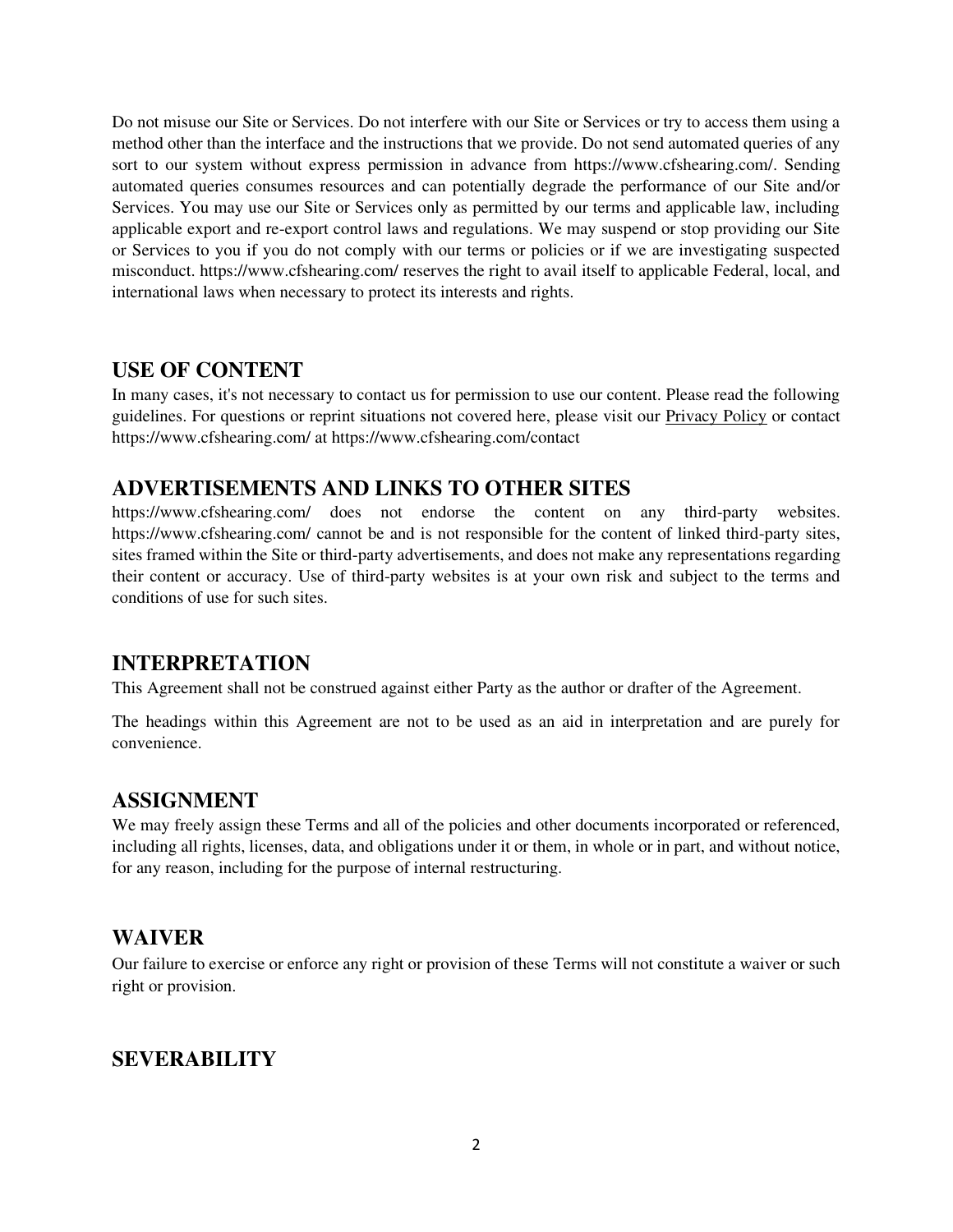Do not misuse our Site or Services. Do not interfere with our Site or Services or try to access them using a method other than the interface and the instructions that we provide. Do not send automated queries of any sort to our system without express permission in advance from https://www.cfshearing.com/. Sending automated queries consumes resources and can potentially degrade the performance of our Site and/or Services. You may use our Site or Services only as permitted by our terms and applicable law, including applicable export and re-export control laws and regulations. We may suspend or stop providing our Site or Services to you if you do not comply with our terms or policies or if we are investigating suspected misconduct. https://www.cfshearing.com/ reserves the right to avail itself to applicable Federal, local, and international laws when necessary to protect its interests and rights.

## USE OF CONTENT

In many cases, it's not necessary to contact us for permission to use our content. Please read the following guidelines. For questions or reprint situations not covered here, please visit our Privacy Policy or contact https://www.cfshearing.com/ at https://www.cfshearing.com/contact

## ADVERTISEMENTS AND LINKS TO OTHER SITES

https://www.cfshearing.com/ does not endorse the content on any third-party websites. https://www.cfshearing.com/ cannot be and is not responsible for the content of linked third-party sites, sites framed within the Site or third-party advertisements, and does not make any representations regarding their content or accuracy. Use of third-party websites is at your own risk and subject to the terms and conditions of use for such sites.

## INTERPRETATION

This Agreement shall not be construed against either Party as the author or drafter of the Agreement.

The headings within this Agreement are not to be used as an aid in interpretation and are purely for convenience.

## ASSIGNMENT

We may freely assign these Terms and all of the policies and other documents incorporated or referenced, including all rights, licenses, data, and obligations under it or them, in whole or in part, and without notice, for any reason, including for the purpose of internal restructuring.

## WAIVER

Our failure to exercise or enforce any right or provision of these Terms will not constitute a waiver or such right or provision.

## SEVERABILITY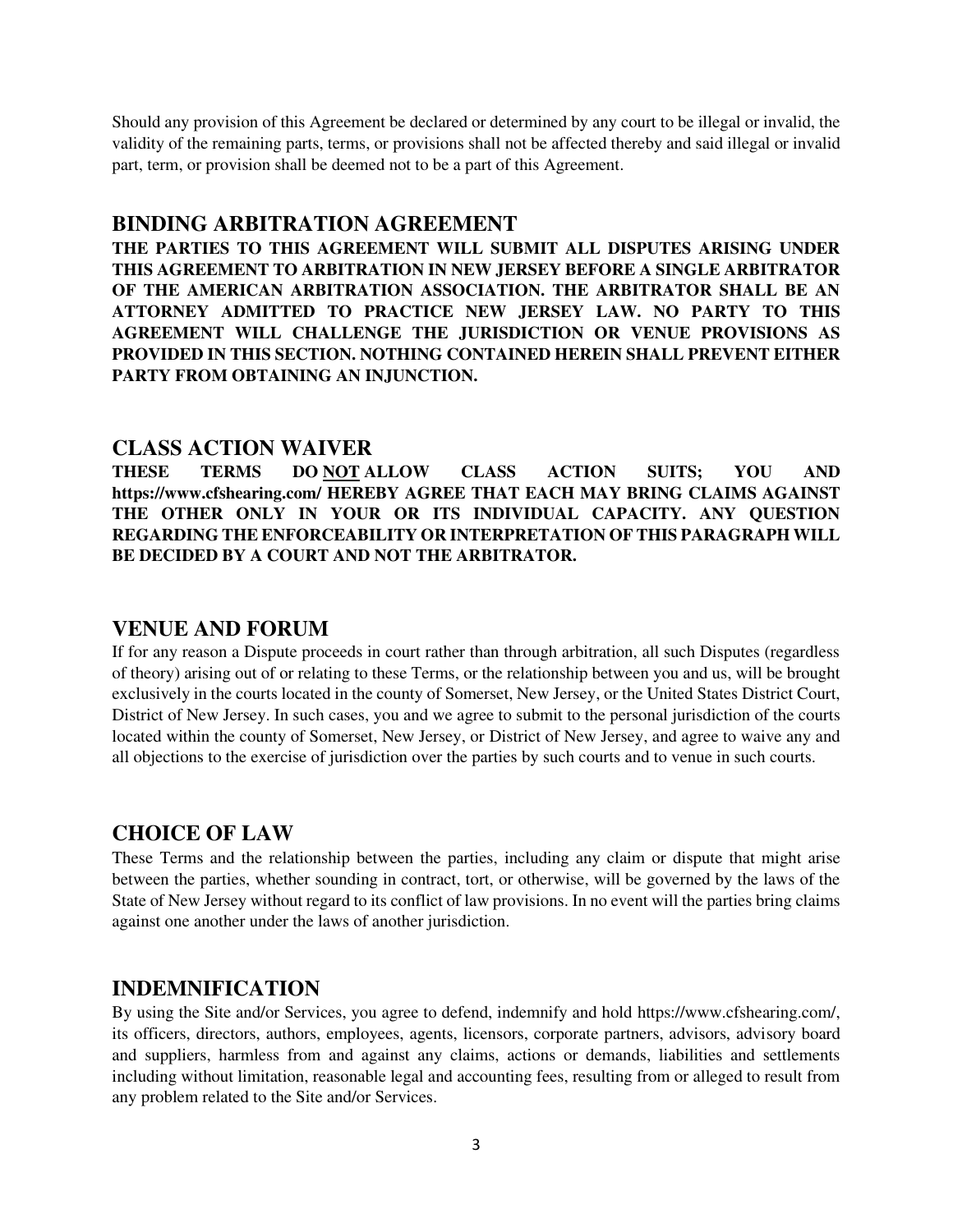Should any provision of this Agreement be declared or determined by any court to be illegal or invalid, the validity of the remaining parts, terms, or provisions shall not be affected thereby and said illegal or invalid part, term, or provision shall be deemed not to be a part of this Agreement.

## BINDING ARBITRATION AGREEMENT

**THE PARTIES TO THIS AGREEMENT WILL SUBMIT ALL DISPUTES ARISING UNDER THIS AGREEMENT TO ARBITRATION IN NEW JERSEY BEFORE A SINGLE ARBITRATOR OF THE AMERICAN ARBITRATION ASSOCIATION. THE ARBITRATOR SHALL BE AN ATTORNEY ADMITTED TO PRACTICE NEW JERSEY LAW. NO PARTY TO THIS AGREEMENT WILL CHALLENGE THE JURISDICTION OR VENUE PROVISIONS AS PROVIDED IN THIS SECTION. NOTHING CONTAINED HEREIN SHALL PREVENT EITHER PARTY FROM OBTAINING AN INJUNCTION.**

## CLASS ACTION WAIVER

**THESE TERMS DO <u>NOT</u> ALLOW CLASS ACTION SUITS; YOU AND https://www.cfshearing.com/ HEREBY AGREE THAT EACH MAY BRING CLAIMS AGAINST THE OTHER ONLY IN YOUR OR ITS INDIVIDUAL CAPACITY. ANY QUESTION REGARDING THE ENFORCEABILITY OR INTERPRETATION OF THIS PARAGRAPH WILL BE DECIDED BY A COURT AND NOT THE ARBITRATOR.**

## VENUE AND FORUM

If for any reason a Dispute proceeds in court rather than through arbitration, all such Disputes (regardless of theory) arising out of or relating to these Terms, or the relationship between you and us, will be brought exclusively in the courts located in the county of Somerset, New Jersey, or the United States District Court, District of New Jersey. In such cases, you and we agree to submit to the personal jurisdiction of the courts located within the county of Somerset, New Jersey, or District of New Jersey, and agree to waive any and all objections to the exercise of jurisdiction over the parties by such courts and to venue in such courts.

## CHOICE OF LAW

These Terms and the relationship between the parties, including any claim or dispute that might arise between the parties, whether sounding in contract, tort, or otherwise, will be governed by the laws of the State of New Jersey without regard to its conflict of law provisions. In no event will the parties bring claims against one another under the laws of another jurisdiction.

## INDEMNIFICATION

By using the Site and/or Services, you agree to defend, indemnify and hold https://www.cfshearing.com/, its officers, directors, authors, employees, agents, licensors, corporate partners, advisors, advisory board and suppliers, harmless from and against any claims, actions or demands, liabilities and settlements including without limitation, reasonable legal and accounting fees, resulting from or alleged to result from any problem related to the Site and/or Services.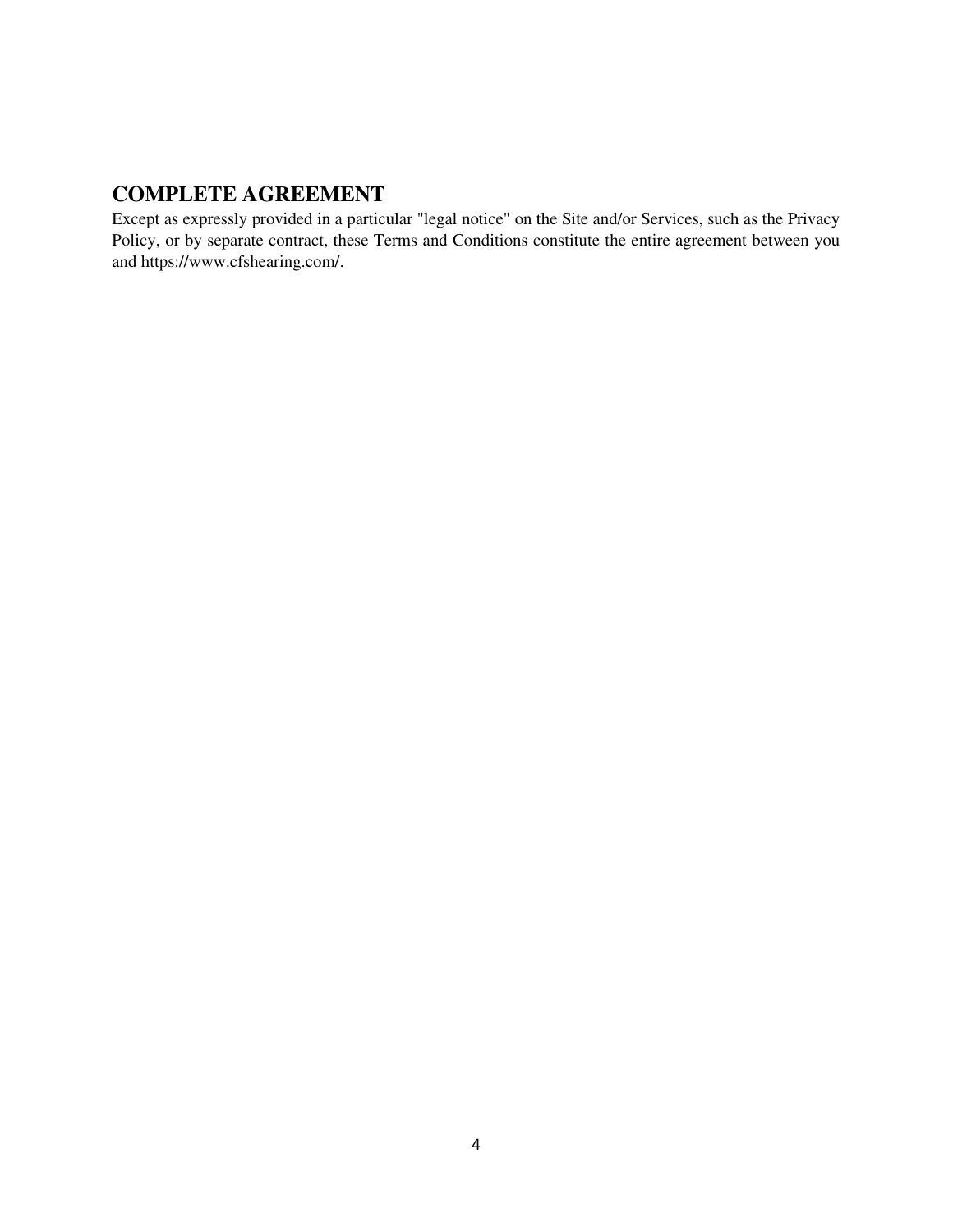## COMPLETE AGREEMENT

Except as expressly provided in a particular "legal notice" on the Site and/or Services, such as the Privacy Policy, or by separate contract, these Terms and Conditions constitute the entire agreement between you and https://www.cfshearing.com/.